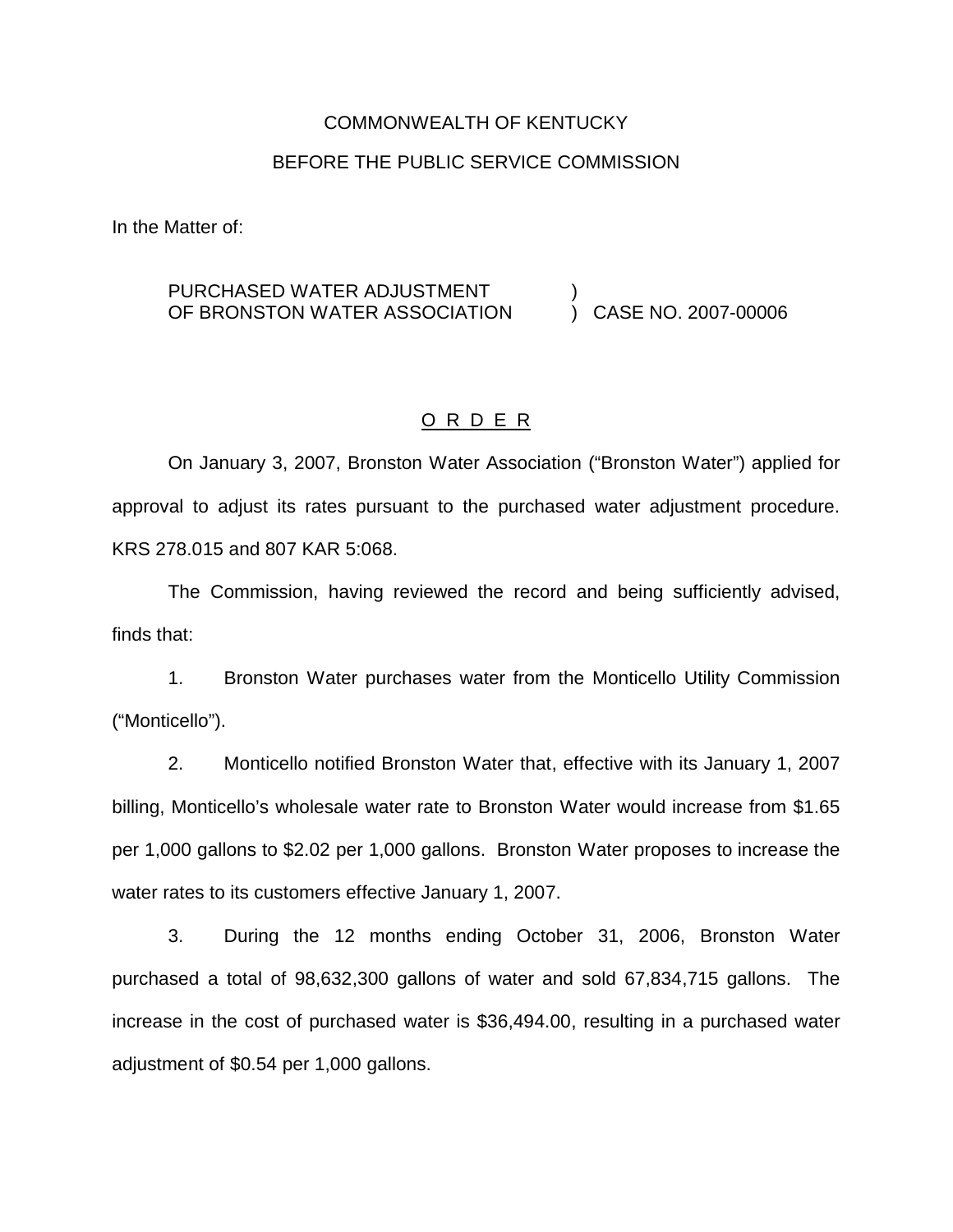COMMONWEALTH OF KENTUCKY

BEFORE THE PUBLIC SERVICE COMMISSION

In the Matter of:

PURCHASED WATER ADJUSTMENT OF BRONSTON WATER ASSOCIATION ) CASE NO. 2007-00006

## O R D E R

On January 3, 2007, Bronston Water Association ("Bronston Water") applied for approval to adjust its rates pursuant to the purchased water adjustment procedure. KRS 278.015 and 807 KAR 5:068.

The Commission, having reviewed the record and being sufficiently advised, finds that:

1. Bronston Water purchases water from the Monticello Utility Commission ("Monticello").

2. Monticello notified Bronston Water that, effective with its January 1, 2007 billing, Monticello's wholesale water rate to Bronston Water would increase from $1.65 per 1,000 gallons to $2.02 per 1,000 gallons. Bronston Water proposes to increase the water rates to its customers effective January 1, 2007.

3. During the 12 months ending October 31, 2006, Bronston Water purchased a total of 98,632,300 gallons of water and sold 67,834,715 gallons. The increase in the cost of purchased water is $36,494.00, resulting in a purchased water adjustment of $0.54 per 1,000 gallons.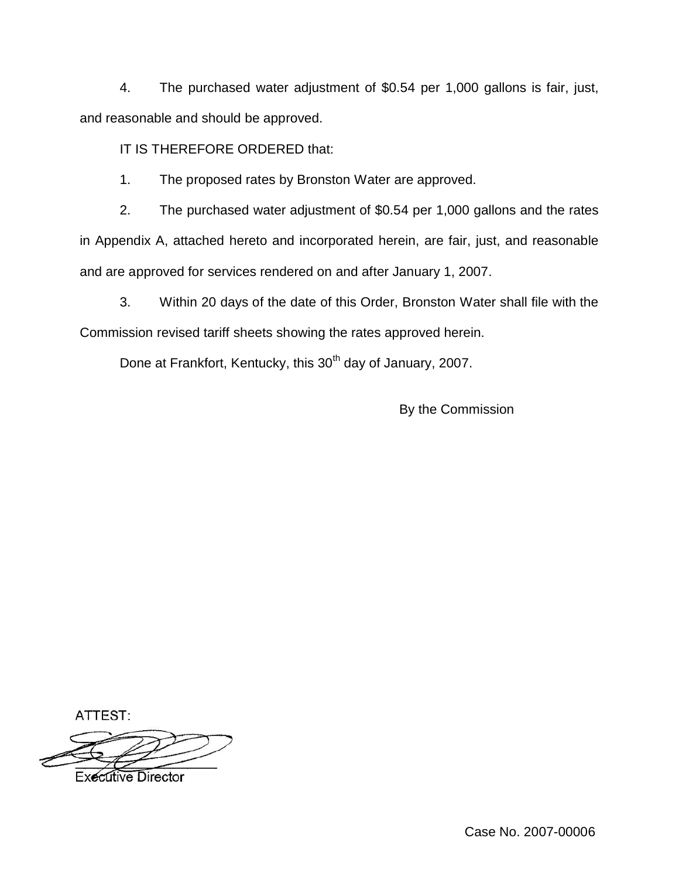4. The purchased water adjustment of $0.54 per 1,000 gallons is fair, just, and reasonable and should be approved.

IT IS THEREFORE ORDERED that:

1. The proposed rates by Bronston Water are approved.

2. The purchased water adjustment of $0.54 per 1,000 gallons and the rates in Appendix A, attached hereto and incorporated herein, are fair, just, and reasonable and are approved for services rendered on and after January 1, 2007.

3. Within 20 days of the date of this Order, Bronston Water shall file with the Commission revised tariff sheets showing the rates approved herein.

Done at Frankfort, Kentucky, this 30th day of January, 2007.

By the Commission

ATTEST:

Executive Director

Case No. 2007-00006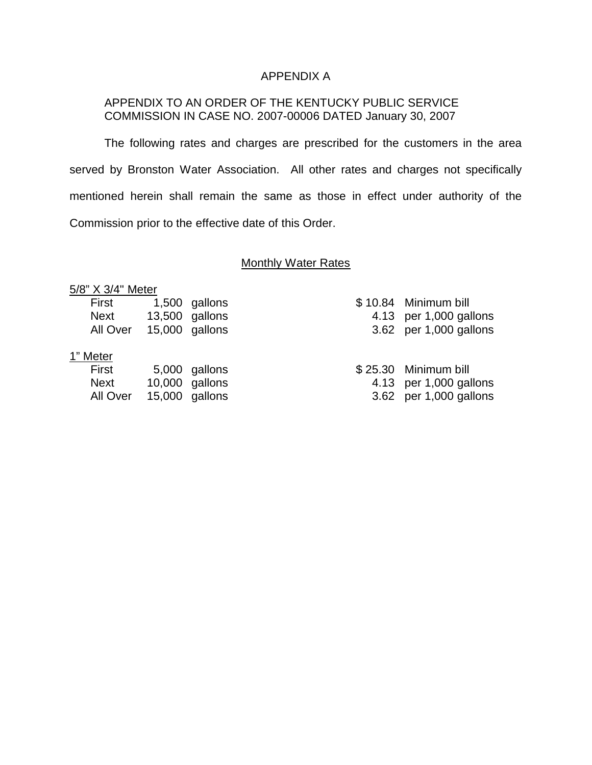# APPENDIX A

APPENDIX TO AN ORDER OF THE KENTUCKY PUBLIC SERVICE COMMISSION IN CASE NO. 2007-00006 DATED January 30, 2007

The following rates and charges are prescribed for the customers in the area served by Bronston Water Association. All other rates and charges not specifically mentioned herein shall remain the same as those in effect under authority of the Commission prior to the effective date of this Order.

## Monthly Water Rates

5/8" X 3/4" Meter

| | | | |
|---|---|---|---|
| First | 1,500 gallons | $ 10.84 | Minimum bill |
| Next | 13,500 gallons | 4.13 | per 1,000 gallons |
| All Over | 15,000 gallons | 3.62 | per 1,000 gallons |

1" Meter

| | | | |
|---|---|---|---|
| First | 5,000 gallons | $ 25.30 | Minimum bill |
| Next | 10,000 gallons | 4.13 | per 1,000 gallons |
| All Over | 15,000 gallons | 3.62 | per 1,000 gallons |